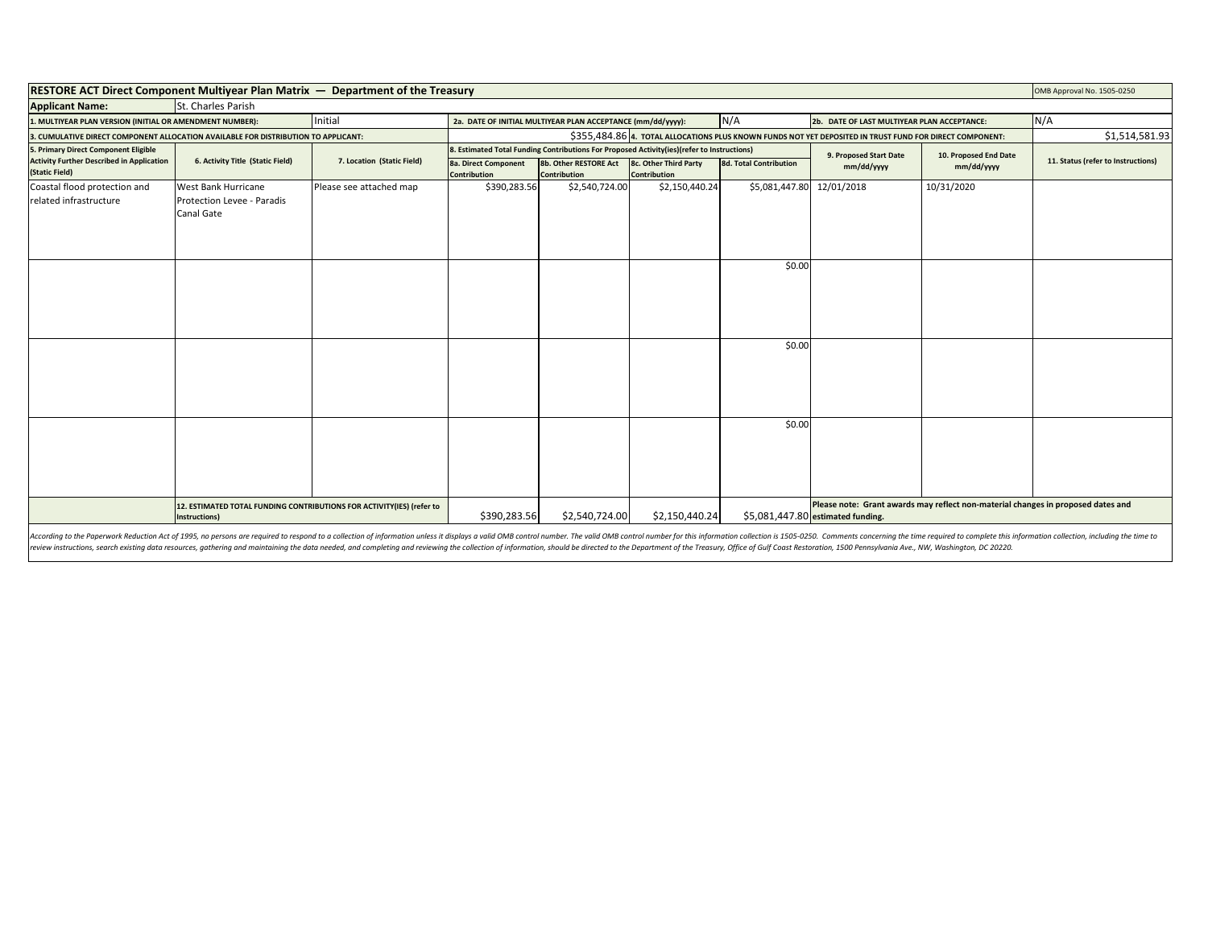| RESTORE ACT Direct Component Multiyear Plan Matrix — Department of the Treasury | | | | | | | | | | OMB Approval No. 1505-0250 |
|---|---|---|---|---|---|---|---|---|---|---|
| **Applicant Name:** | St. Charles Parish | | | | | | | | | |
| 1. MULTIYEAR PLAN VERSION (INITIAL OR AMENDMENT NUMBER): | | Initial | 2a. DATE OF INITIAL MULTIYEAR PLAN ACCEPTANCE (mm/dd/yyyy): | | | | N/A | 2b. DATE OF LAST MULTIYEAR PLAN ACCEPTANCE: | | N/A |
| 3. CUMULATIVE DIRECT COMPONENT ALLOCATION AVAILABLE FOR DISTRIBUTION TO APPLICANT: | | | $355,484.86 | 4. TOTAL ALLOCATIONS PLUS KNOWN FUNDS NOT YET DEPOSITED IN TRUST FUND FOR DIRECT COMPONENT: | | | | | | $1,514,581.93 |
| 5. Primary Direct Component Eligible Activity Further Described in Application (Static Field) | 6. Activity Title (Static Field) | 7. Location (Static Field) | 8. Estimated Total Funding Contributions For Proposed Activity(ies)(refer to Instructions) | | | | 9. Proposed Start Date mm/dd/yyyy | 10. Proposed End Date mm/dd/yyyy | 11. Status (refer to Instructions) | |
| | | | 8a. Direct Component Contribution | 8b. Other RESTORE Act Contribution | 8c. Other Third Party Contribution | 8d. Total Contribution | | | | |
| Coastal flood protection and related infrastructure | West Bank Hurricane Protection Levee - Paradis Canal Gate | Please see attached map | $390,283.56 | $2,540,724.00 | $2,150,440.24 | $5,081,447.80 | 12/01/2018 | 10/31/2020 | | |
| | | | | | | $0.00 | | | | |
| | | | | | | $0.00 | | | | |
| | | | | | | $0.00 | | | | |
| | 12. ESTIMATED TOTAL FUNDING CONTRIBUTIONS FOR ACTIVITY(IES) (refer to Instructions) | | $390,283.56 | $2,540,724.00 | $2,150,440.24 | $5,081,447.80 | Please note: Grant awards may reflect non-material changes in proposed dates and estimated funding. | | | |

*According to the Paperwork Reduction Act of 1995, no persons are required to respond to a collection of information unless it displays a valid OMB control number. The valid OMB control number for this information collection is 1505-0250. Comments concerning the time required to complete this information collection, including the time to review instructions, search existing data resources, gathering and maintaining the data needed, and completing and reviewing the collection of information, should be directed to the Department of the Treasury, Office of Gulf Coast Restoration, 1500 Pennsylvania Ave., NW, Washington, DC 20220.*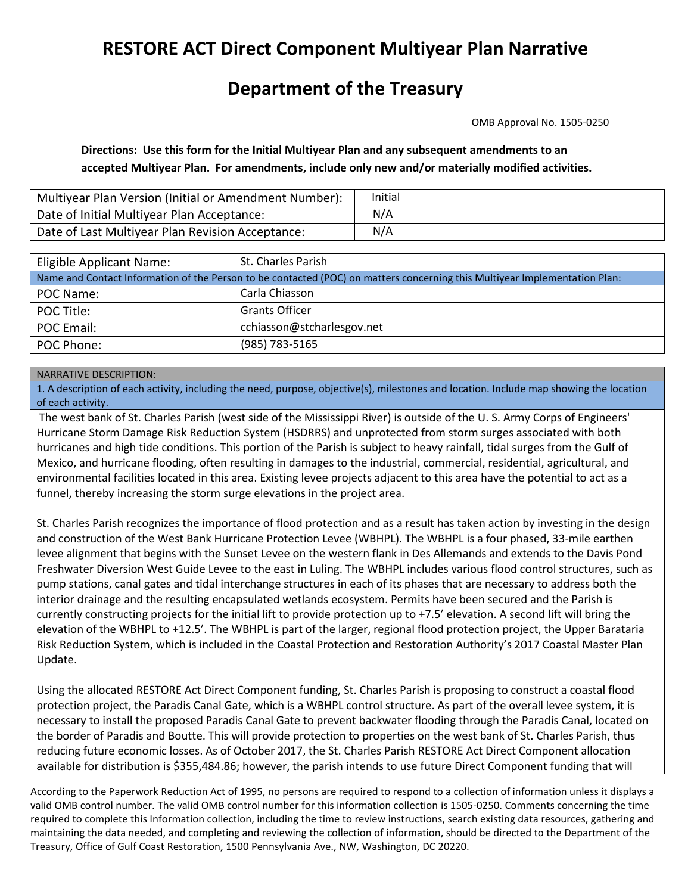# RESTORE ACT Direct Component Multiyear Plan Narrative

# Department of the Treasury

OMB Approval No. 1505-0250

**Directions: Use this form for the Initial Multiyear Plan and any subsequent amendments to an accepted Multiyear Plan. For amendments, include only new and/or materially modified activities.**

| | |
|---|---|
| Multiyear Plan Version (Initial or Amendment Number): | Initial |
| Date of Initial Multiyear Plan Acceptance: | N/A |
| Date of Last Multiyear Plan Revision Acceptance: | N/A |

| | |
|---|---|
| Eligible Applicant Name: | St. Charles Parish |
| Name and Contact Information of the Person to be contacted (POC) on matters concerning this Multiyear Implementation Plan: | |
| POC Name: | Carla Chiasson |
| POC Title: | Grants Officer |
| POC Email: | cchiasson@stcharlesgov.net |
| POC Phone: | (985) 783-5165 |

NARRATIVE DESCRIPTION:

1. A description of each activity, including the need, purpose, objective(s), milestones and location. Include map showing the location of each activity.

The west bank of St. Charles Parish (west side of the Mississippi River) is outside of the U. S. Army Corps of Engineers' Hurricane Storm Damage Risk Reduction System (HSDRRS) and unprotected from storm surges associated with both hurricanes and high tide conditions. This portion of the Parish is subject to heavy rainfall, tidal surges from the Gulf of Mexico, and hurricane flooding, often resulting in damages to the industrial, commercial, residential, agricultural, and environmental facilities located in this area. Existing levee projects adjacent to this area have the potential to act as a funnel, thereby increasing the storm surge elevations in the project area.

St. Charles Parish recognizes the importance of flood protection and as a result has taken action by investing in the design and construction of the West Bank Hurricane Protection Levee (WBHPL). The WBHPL is a four phased, 33-mile earthen levee alignment that begins with the Sunset Levee on the western flank in Des Allemands and extends to the Davis Pond Freshwater Diversion West Guide Levee to the east in Luling. The WBHPL includes various flood control structures, such as pump stations, canal gates and tidal interchange structures in each of its phases that are necessary to address both the interior drainage and the resulting encapsulated wetlands ecosystem. Permits have been secured and the Parish is currently constructing projects for the initial lift to provide protection up to +7.5' elevation. A second lift will bring the elevation of the WBHPL to +12.5'. The WBHPL is part of the larger, regional flood protection project, the Upper Barataria Risk Reduction System, which is included in the Coastal Protection and Restoration Authority's 2017 Coastal Master Plan Update.

Using the allocated RESTORE Act Direct Component funding, St. Charles Parish is proposing to construct a coastal flood protection project, the Paradis Canal Gate, which is a WBHPL control structure. As part of the overall levee system, it is necessary to install the proposed Paradis Canal Gate to prevent backwater flooding through the Paradis Canal, located on the border of Paradis and Boutte. This will provide protection to properties on the west bank of St. Charles Parish, thus reducing future economic losses. As of October 2017, the St. Charles Parish RESTORE Act Direct Component allocation available for distribution is $355,484.86; however, the parish intends to use future Direct Component funding that will

According to the Paperwork Reduction Act of 1995, no persons are required to respond to a collection of information unless it displays a valid OMB control number. The valid OMB control number for this information collection is 1505-0250. Comments concerning the time required to complete this Information collection, including the time to review instructions, search existing data resources, gathering and maintaining the data needed, and completing and reviewing the collection of information, should be directed to the Department of the Treasury, Office of Gulf Coast Restoration, 1500 Pennsylvania Ave., NW, Washington, DC 20220.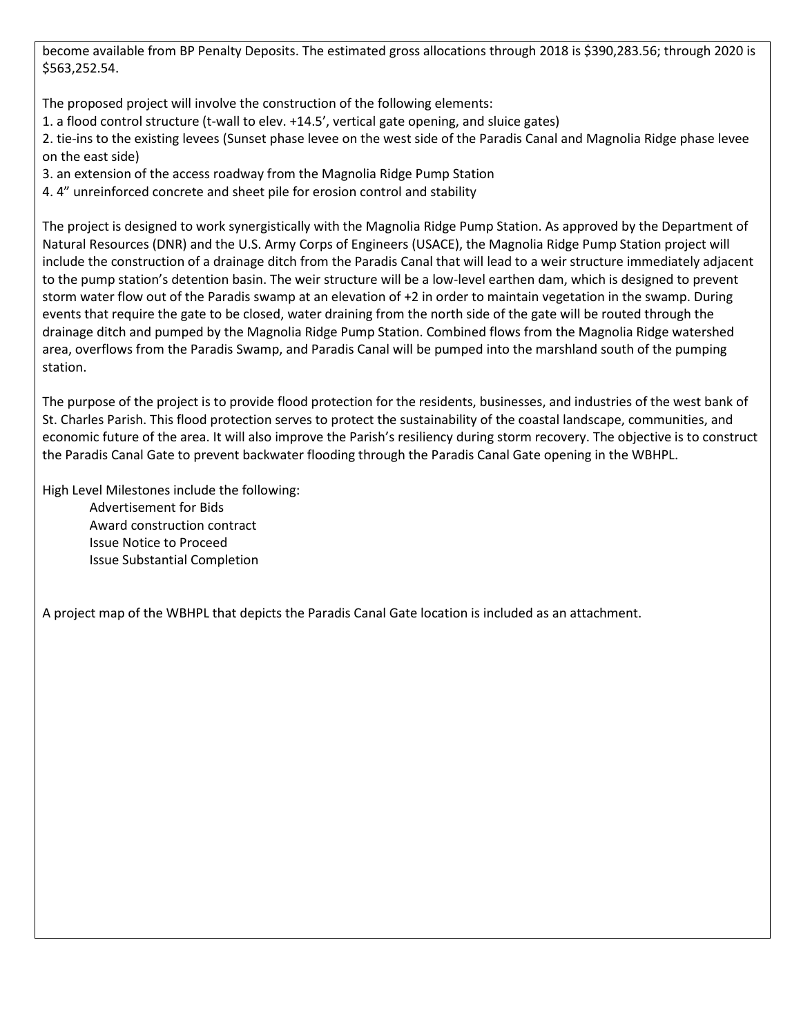become available from BP Penalty Deposits. The estimated gross allocations through 2018 is $390,283.56; through 2020 is $563,252.54.

The proposed project will involve the construction of the following elements:

1. a flood control structure (t-wall to elev. +14.5', vertical gate opening, and sluice gates)
2. tie-ins to the existing levees (Sunset phase levee on the west side of the Paradis Canal and Magnolia Ridge phase levee on the east side)
3. an extension of the access roadway from the Magnolia Ridge Pump Station
4. 4" unreinforced concrete and sheet pile for erosion control and stability

The project is designed to work synergistically with the Magnolia Ridge Pump Station. As approved by the Department of Natural Resources (DNR) and the U.S. Army Corps of Engineers (USACE), the Magnolia Ridge Pump Station project will include the construction of a drainage ditch from the Paradis Canal that will lead to a weir structure immediately adjacent to the pump station's detention basin. The weir structure will be a low-level earthen dam, which is designed to prevent storm water flow out of the Paradis swamp at an elevation of +2 in order to maintain vegetation in the swamp. During events that require the gate to be closed, water draining from the north side of the gate will be routed through the drainage ditch and pumped by the Magnolia Ridge Pump Station. Combined flows from the Magnolia Ridge watershed area, overflows from the Paradis Swamp, and Paradis Canal will be pumped into the marshland south of the pumping station.

The purpose of the project is to provide flood protection for the residents, businesses, and industries of the west bank of St. Charles Parish. This flood protection serves to protect the sustainability of the coastal landscape, communities, and economic future of the area. It will also improve the Parish's resiliency during storm recovery. The objective is to construct the Paradis Canal Gate to prevent backwater flooding through the Paradis Canal Gate opening in the WBHPL.

High Level Milestones include the following:

- Advertisement for Bids
- Award construction contract
- Issue Notice to Proceed
- Issue Substantial Completion

A project map of the WBHPL that depicts the Paradis Canal Gate location is included as an attachment.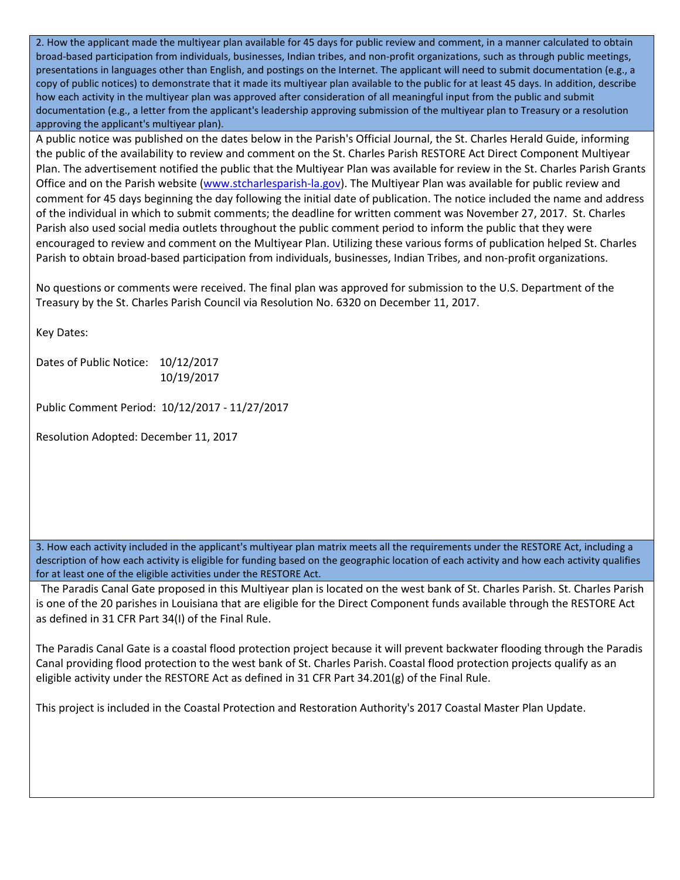**2. How the applicant made the multiyear plan available for 45 days for public review and comment, in a manner calculated to obtain broad-based participation from individuals, businesses, Indian tribes, and non-profit organizations, such as through public meetings, presentations in languages other than English, and postings on the Internet. The applicant will need to submit documentation (e.g., a copy of public notices) to demonstrate that it made its multiyear plan available to the public for at least 45 days. In addition, describe how each activity in the multiyear plan was approved after consideration of all meaningful input from the public and submit documentation (e.g., a letter from the applicant's leadership approving submission of the multiyear plan to Treasury or a resolution approving the applicant's multiyear plan).**

A public notice was published on the dates below in the Parish's Official Journal, the St. Charles Herald Guide, informing the public of the availability to review and comment on the St. Charles Parish RESTORE Act Direct Component Multiyear Plan. The advertisement notified the public that the Multiyear Plan was available for review in the St. Charles Parish Grants Office and on the Parish website (www.stcharlesparish-la.gov). The Multiyear Plan was available for public review and comment for 45 days beginning the day following the initial date of publication. The notice included the name and address of the individual in which to submit comments; the deadline for written comment was November 27, 2017. St. Charles Parish also used social media outlets throughout the public comment period to inform the public that they were encouraged to review and comment on the Multiyear Plan. Utilizing these various forms of publication helped St. Charles Parish to obtain broad-based participation from individuals, businesses, Indian Tribes, and non-profit organizations.

No questions or comments were received. The final plan was approved for submission to the U.S. Department of the Treasury by the St. Charles Parish Council via Resolution No. 6320 on December 11, 2017.

Key Dates:

Dates of Public Notice: 10/12/2017
10/19/2017

Public Comment Period: 10/12/2017 - 11/27/2017

Resolution Adopted: December 11, 2017

**3. How each activity included in the applicant's multiyear plan matrix meets all the requirements under the RESTORE Act, including a description of how each activity is eligible for funding based on the geographic location of each activity and how each activity qualifies for at least one of the eligible activities under the RESTORE Act.**

The Paradis Canal Gate proposed in this Multiyear plan is located on the west bank of St. Charles Parish. St. Charles Parish is one of the 20 parishes in Louisiana that are eligible for the Direct Component funds available through the RESTORE Act as defined in 31 CFR Part 34(I) of the Final Rule.

The Paradis Canal Gate is a coastal flood protection project because it will prevent backwater flooding through the Paradis Canal providing flood protection to the west bank of St. Charles Parish. Coastal flood protection projects qualify as an eligible activity under the RESTORE Act as defined in 31 CFR Part 34.201(g) of the Final Rule.

This project is included in the Coastal Protection and Restoration Authority's 2017 Coastal Master Plan Update.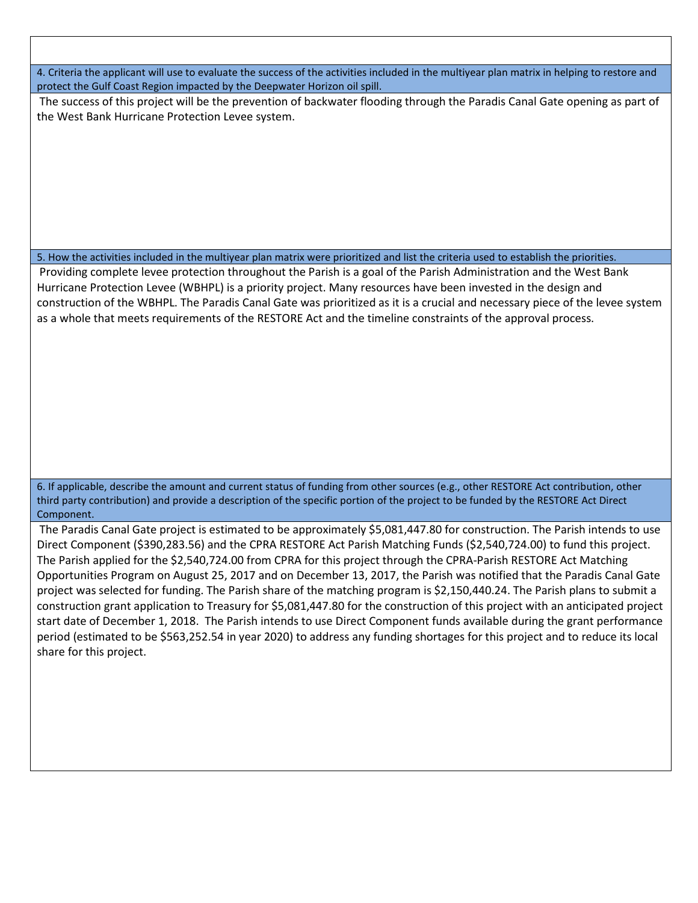**4. Criteria the applicant will use to evaluate the success of the activities included in the multiyear plan matrix in helping to restore and protect the Gulf Coast Region impacted by the Deepwater Horizon oil spill.**

The success of this project will be the prevention of backwater flooding through the Paradis Canal Gate opening as part of the West Bank Hurricane Protection Levee system.

**5. How the activities included in the multiyear plan matrix were prioritized and list the criteria used to establish the priorities.**

Providing complete levee protection throughout the Parish is a goal of the Parish Administration and the West Bank Hurricane Protection Levee (WBHPL) is a priority project. Many resources have been invested in the design and construction of the WBHPL. The Paradis Canal Gate was prioritized as it is a crucial and necessary piece of the levee system as a whole that meets requirements of the RESTORE Act and the timeline constraints of the approval process.

**6. If applicable, describe the amount and current status of funding from other sources (e.g., other RESTORE Act contribution, other third party contribution) and provide a description of the specific portion of the project to be funded by the RESTORE Act Direct Component.**

The Paradis Canal Gate project is estimated to be approximately $5,081,447.80 for construction. The Parish intends to use Direct Component ($390,283.56) and the CPRA RESTORE Act Parish Matching Funds ($2,540,724.00) to fund this project. The Parish applied for the $2,540,724.00 from CPRA for this project through the CPRA-Parish RESTORE Act Matching Opportunities Program on August 25, 2017 and on December 13, 2017, the Parish was notified that the Paradis Canal Gate project was selected for funding. The Parish share of the matching program is $2,150,440.24. The Parish plans to submit a construction grant application to Treasury for $5,081,447.80 for the construction of this project with an anticipated project start date of December 1, 2018. The Parish intends to use Direct Component funds available during the grant performance period (estimated to be $563,252.54 in year 2020) to address any funding shortages for this project and to reduce its local share for this project.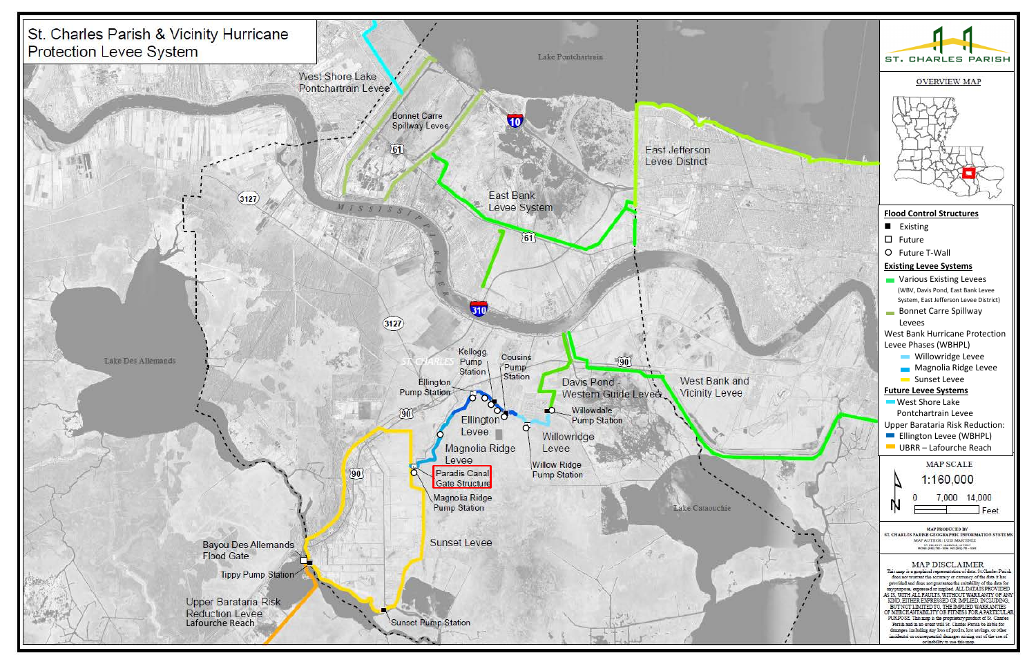# St. Charles Parish & Vicinity Hurricane Protection Levee System

West Shore Lake Pontchartrain Levee

Bonnet Carre Spillway Levee

Lake Pontchartrain

10

61

East Jefferson Levee District

East Bank Levee System

3127

MISSISSIPPI RIVER

61

310

3127

Lake Des Allemands

ST. CHARLES

Kellogg Pump Station

Cousins Pump Station

Ellington Pump Station

90

Davis Pond - Western Guide Levee

West Bank and Vicinity Levee

Willowdale Pump Station

Ellington Levee

Willowridge Levee

Magnolia Ridge Levee

Willow Ridge Pump Station

90

Paradis Canal Gate Structure

Magnolia Ridge Pump Station

Lake Cataouchie

Sunset Levee

Bayou Des Allemands Flood Gate

Tippy Pump Station

Upper Barataria Risk Reduction Levee Lafourche Reach

Sunset Pump Station

ST. CHARLES PARISH

OVERVIEW MAP

**Flood Control Structures**

- Existing
- Future
- Future T-Wall

**Existing Levee Systems**

- Various Existing Levees (WBV, Davis Pond, East Bank Levee System, East Jefferson Levee District)
- Bonnet Carre Spillway Levees

West Bank Hurricane Protection Levee Phases (WBHPL)

- Willowridge Levee
- Magnolia Ridge Levee
- Sunset Levee

**Future Levee Systems**

- West Shore Lake Pontchartrain Levee

Upper Barataria Risk Reduction:

- Ellington Levee (WBHPL)
- UBRR – Lafourche Reach

MAP SCALE

1:160,000

0 7,000 14,000 Feet

MAP PRODUCED BY ST. CHARLES PARISH GEOGRAPHIC INFORMATION SYSTEMS

MAP AUTHOR: LUIS MARTINEZ

MAP DISCLAIMER

This map is a graphical representation of data. St. Charles Parish does not warrant the accuracy or currency of the data it has provided and does not guarantee the suitability of the data for any purpose, expressed or implied. ALL DATA IS PROVIDED AS IS, WITH ALL FAULTS, WITHOUT WARRANTY OF ANY KIND, EITHER EXPRESSED OR IMPLIED, INCLUDING, BUT NOT LIMITED TO, THE IMPLIED WARRANTIES OF MERCHANTABILITY OR FITNESS FOR A PARTICULAR PURPOSE. This map is the proprietary product of St. Charles Parish and in no event will St. Charles Parish be liable for damages, including any loss of profits, lost savings, or other incidental or consequential damages arising out of the use of or inability to use this map.